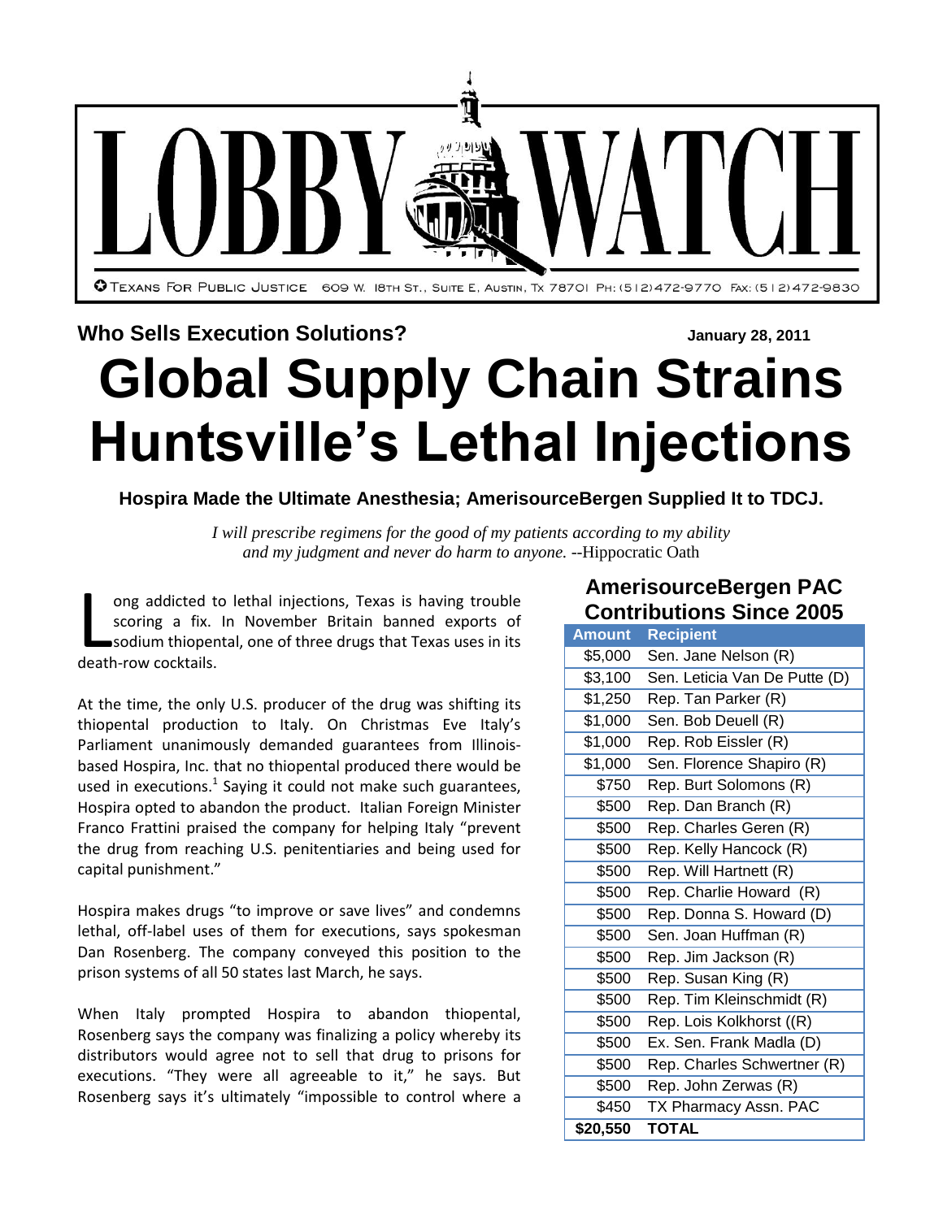# LOBBY WATCH

TEXANS FOR PUBLIC JUSTICE 609 W. 18TH ST., SUITE E, AUSTIN, TX 78701 PH: (512)472-9770 FAX: (512)472-9830

**Who Sells Execution Solutions?** **January 28, 2011**

# Global Supply Chain Strains Huntsville's Lethal Injections

### Hospira Made the Ultimate Anesthesia; AmerisourceBergen Supplied It to TDCJ.

*I will prescribe regimens for the good of my patients according to my ability and my judgment and never do harm to anyone.* --Hippocratic Oath

Long addicted to lethal injections, Texas is having trouble scoring a fix. In November Britain banned exports of sodium thiopental, one of three drugs that Texas uses in its death-row cocktails.

At the time, the only U.S. producer of the drug was shifting its thiopental production to Italy. On Christmas Eve Italy's Parliament unanimously demanded guarantees from Illinois-based Hospira, Inc. that no thiopental produced there would be used in executions.[1] Saying it could not make such guarantees, Hospira opted to abandon the product. Italian Foreign Minister Franco Frattini praised the company for helping Italy "prevent the drug from reaching U.S. penitentiaries and being used for capital punishment."

Hospira makes drugs "to improve or save lives" and condemns lethal, off-label uses of them for executions, says spokesman Dan Rosenberg. The company conveyed this position to the prison systems of all 50 states last March, he says.

When Italy prompted Hospira to abandon thiopental, Rosenberg says the company was finalizing a policy whereby its distributors would agree not to sell that drug to prisons for executions. "They were all agreeable to it," he says. But Rosenberg says it's ultimately "impossible to control where a

### AmerisourceBergen PAC Contributions Since 2005

| Amount | Recipient |
|---|---|
| $5,000 | Sen. Jane Nelson (R) |
| $3,100 | Sen. Leticia Van De Putte (D) |
| $1,250 | Rep. Tan Parker (R) |
| $1,000 | Sen. Bob Deuell (R) |
| $1,000 | Rep. Rob Eissler (R) |
| $1,000 | Sen. Florence Shapiro (R) |
| $750 | Rep. Burt Solomons (R) |
| $500 | Rep. Dan Branch (R) |
| $500 | Rep. Charles Geren (R) |
| $500 | Rep. Kelly Hancock (R) |
| $500 | Rep. Will Hartnett (R) |
| $500 | Rep. Charlie Howard (R) |
| $500 | Rep. Donna S. Howard (D) |
| $500 | Sen. Joan Huffman (R) |
| $500 | Rep. Jim Jackson (R) |
| $500 | Rep. Susan King (R) |
| $500 | Rep. Tim Kleinschmidt (R) |
| $500 | Rep. Lois Kolkhorst ((R) |
| $500 | Ex. Sen. Frank Madla (D) |
| $500 | Rep. Charles Schwertner (R) |
| $500 | Rep. John Zerwas (R) |
| $450 | TX Pharmacy Assn. PAC |
| **$20,550** | **TOTAL** |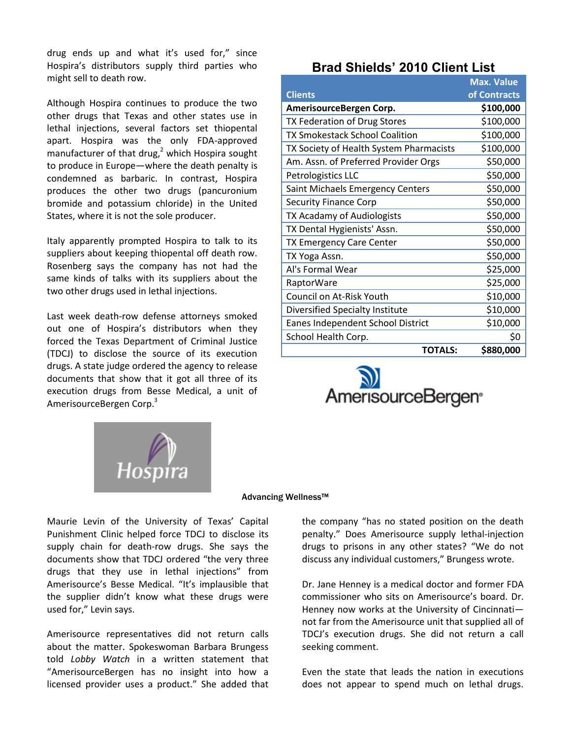drug ends up and what it's used for," since Hospira's distributors supply third parties who might sell to death row.

Although Hospira continues to produce the two other drugs that Texas and other states use in lethal injections, several factors set thiopental apart. Hospira was the only FDA-approved manufacturer of that drug,[2] which Hospira sought to produce in Europe—where the death penalty is condemned as barbaric. In contrast, Hospira produces the other two drugs (pancuronium bromide and potassium chloride) in the United States, where it is not the sole producer.

Italy apparently prompted Hospira to talk to its suppliers about keeping thiopental off death row. Rosenberg says the company has not had the same kinds of talks with its suppliers about the two other drugs used in lethal injections.

Last week death-row defense attorneys smoked out one of Hospira's distributors when they forced the Texas Department of Criminal Justice (TDCJ) to disclose the source of its execution drugs. A state judge ordered the agency to release documents that show that it got all three of its execution drugs from Besse Medical, a unit of AmerisourceBergen Corp.[3]

## Brad Shields' 2010 Client List

| Clients | Max. Value of Contracts |
|---|---|
| **AmerisourceBergen Corp.** | **$100,000** |
| TX Federation of Drug Stores | $100,000 |
| TX Smokestack School Coalition | $100,000 |
| TX Society of Health System Pharmacists | $100,000 |
| Am. Assn. of Preferred Provider Orgs | $50,000 |
| Petrologistics LLC | $50,000 |
| Saint Michaels Emergency Centers | $50,000 |
| Security Finance Corp | $50,000 |
| TX Acadamy of Audiologists | $50,000 |
| TX Dental Hygienists' Assn. | $50,000 |
| TX Emergency Care Center | $50,000 |
| TX Yoga Assn. | $50,000 |
| Al's Formal Wear | $25,000 |
| RaptorWare | $25,000 |
| Council on At-Risk Youth | $10,000 |
| Diversified Specialty Institute | $10,000 |
| Eanes Independent School District | $10,000 |
| School Health Corp. | $0 |
| **TOTALS:** | **$880,000** |

Maurie Levin of the University of Texas' Capital Punishment Clinic helped force TDCJ to disclose its supply chain for death-row drugs. She says the documents show that TDCJ ordered "the very three drugs that they use in lethal injections" from Amerisource's Besse Medical. "It's implausible that the supplier didn't know what these drugs were used for," Levin says.

Amerisource representatives did not return calls about the matter. Spokeswoman Barbara Brungess told *Lobby Watch* in a written statement that "AmerisourceBergen has no insight into how a licensed provider uses a product." She added that the company "has no stated position on the death penalty." Does Amerisource supply lethal-injection drugs to prisons in any other states? "We do not discuss any individual customers," Brungess wrote.

Dr. Jane Henney is a medical doctor and former FDA commissioner who sits on Amerisource's board. Dr. Henney now works at the University of Cincinnati—not far from the Amerisource unit that supplied all of TDCJ's execution drugs. She did not return a call seeking comment.

Even the state that leads the nation in executions does not appear to spend much on lethal drugs.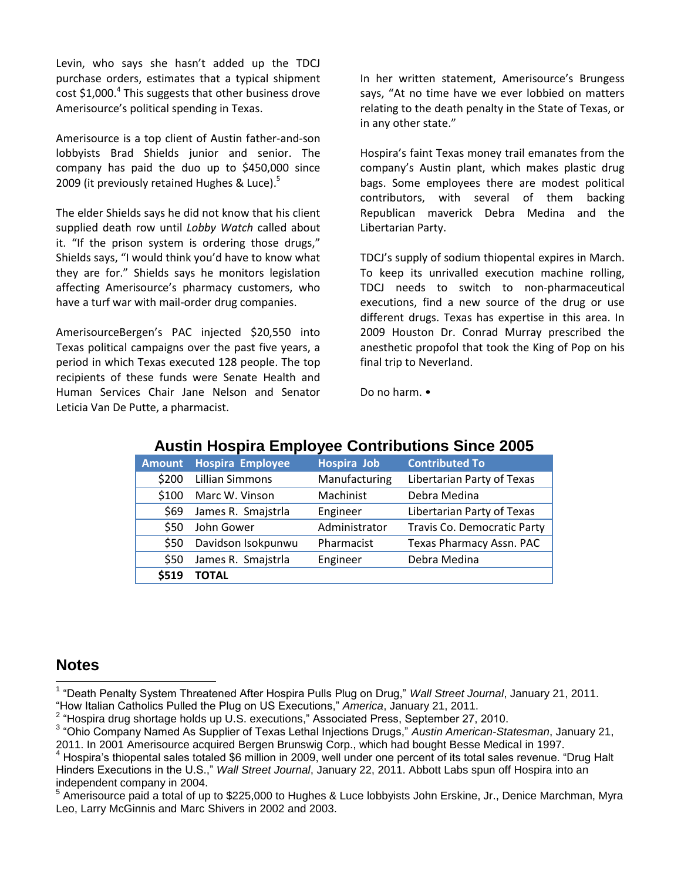Levin, who says she hasn't added up the TDCJ purchase orders, estimates that a typical shipment cost $1,000.[4] This suggests that other business drove Amerisource's political spending in Texas.

Amerisource is a top client of Austin father-and-son lobbyists Brad Shields junior and senior. The company has paid the duo up to $450,000 since 2009 (it previously retained Hughes & Luce).[5]

The elder Shields says he did not know that his client supplied death row until *Lobby Watch* called about it. "If the prison system is ordering those drugs," Shields says, "I would think you'd have to know what they are for." Shields says he monitors legislation affecting Amerisource's pharmacy customers, who have a turf war with mail-order drug companies.

AmerisourceBergen's PAC injected $20,550 into Texas political campaigns over the past five years, a period in which Texas executed 128 people. The top recipients of these funds were Senate Health and Human Services Chair Jane Nelson and Senator Leticia Van De Putte, a pharmacist.

In her written statement, Amerisource's Brungess says, "At no time have we ever lobbied on matters relating to the death penalty in the State of Texas, or in any other state."

Hospira's faint Texas money trail emanates from the company's Austin plant, which makes plastic drug bags. Some employees there are modest political contributors, with several of them backing Republican maverick Debra Medina and the Libertarian Party.

TDCJ's supply of sodium thiopental expires in March. To keep its unrivalled execution machine rolling, TDCJ needs to switch to non-pharmaceutical executions, find a new source of the drug or use different drugs. Texas has expertise in this area. In 2009 Houston Dr. Conrad Murray prescribed the anesthetic propofol that took the King of Pop on his final trip to Neverland.

Do no harm. •

## Austin Hospira Employee Contributions Since 2005

| Amount | Hospira Employee | Hospira Job | Contributed To |
|---|---|---|---|
| $200 | Lillian Simmons | Manufacturing | Libertarian Party of Texas |
| $100 | Marc W. Vinson | Machinist | Debra Medina |
| $69 | James R. Smajstrla | Engineer | Libertarian Party of Texas |
| $50 | John Gower | Administrator | Travis Co. Democratic Party |
| $50 | Davidson Isokpunwu | Pharmacist | Texas Pharmacy Assn. PAC |
| $50 | James R. Smajstrla | Engineer | Debra Medina |
| **$519** | **TOTAL** | | |

## Notes

[1] "Death Penalty System Threatened After Hospira Pulls Plug on Drug," *Wall Street Journal*, January 21, 2011. "How Italian Catholics Pulled the Plug on US Executions," *America*, January 21, 2011.

[2] "Hospira drug shortage holds up U.S. executions," Associated Press, September 27, 2010.

[3] "Ohio Company Named As Supplier of Texas Lethal Injections Drugs," *Austin American-Statesman*, January 21, 2011. In 2001 Amerisource acquired Bergen Brunswig Corp., which had bought Besse Medical in 1997.

[4] Hospira's thiopental sales totaled $6 million in 2009, well under one percent of its total sales revenue. "Drug Halt Hinders Executions in the U.S.," *Wall Street Journal*, January 22, 2011. Abbott Labs spun off Hospira into an independent company in 2004.

[5] Amerisource paid a total of up to $225,000 to Hughes & Luce lobbyists John Erskine, Jr., Denice Marchman, Myra Leo, Larry McGinnis and Marc Shivers in 2002 and 2003.